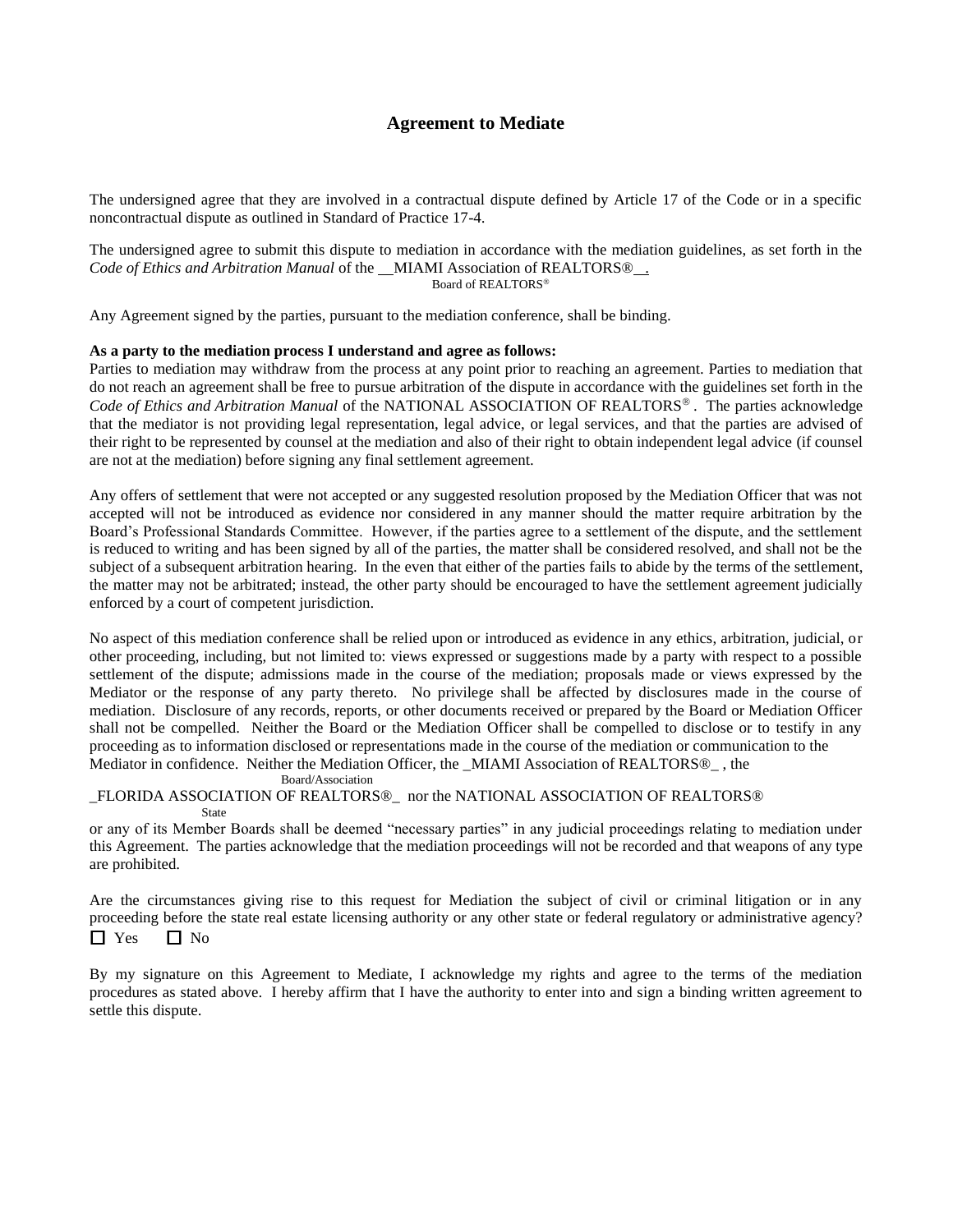# Agreement to Mediate

The undersigned agree that they are involved in a contractual dispute defined by Article 17 of the Code or in a specific noncontractual dispute as outlined in Standard of Practice 17-4.

The undersigned agree to submit this dispute to mediation in accordance with the mediation guidelines, as set forth in the *Code of Ethics and Arbitration Manual* of the __MIAMI Association of REALTORS®__.
Board of REALTORS®

Any Agreement signed by the parties, pursuant to the mediation conference, shall be binding.

**As a party to the mediation process I understand and agree as follows:**
Parties to mediation may withdraw from the process at any point prior to reaching an agreement. Parties to mediation that do not reach an agreement shall be free to pursue arbitration of the dispute in accordance with the guidelines set forth in the *Code of Ethics and Arbitration Manual* of the NATIONAL ASSOCIATION OF REALTORS®. The parties acknowledge that the mediator is not providing legal representation, legal advice, or legal services, and that the parties are advised of their right to be represented by counsel at the mediation and also of their right to obtain independent legal advice (if counsel are not at the mediation) before signing any final settlement agreement.

Any offers of settlement that were not accepted or any suggested resolution proposed by the Mediation Officer that was not accepted will not be introduced as evidence nor considered in any manner should the matter require arbitration by the Board's Professional Standards Committee. However, if the parties agree to a settlement of the dispute, and the settlement is reduced to writing and has been signed by all of the parties, the matter shall be considered resolved, and shall not be the subject of a subsequent arbitration hearing. In the even that either of the parties fails to abide by the terms of the settlement, the matter may not be arbitrated; instead, the other party should be encouraged to have the settlement agreement judicially enforced by a court of competent jurisdiction.

No aspect of this mediation conference shall be relied upon or introduced as evidence in any ethics, arbitration, judicial, or other proceeding, including, but not limited to: views expressed or suggestions made by a party with respect to a possible settlement of the dispute; admissions made in the course of the mediation; proposals made or views expressed by the Mediator or the response of any party thereto. No privilege shall be affected by disclosures made in the course of mediation. Disclosure of any records, reports, or other documents received or prepared by the Board or Mediation Officer shall not be compelled. Neither the Board or the Mediation Officer shall be compelled to disclose or to testify in any proceeding as to information disclosed or representations made in the course of the mediation or communication to the Mediator in confidence. Neither the Mediation Officer, the _MIAMI Association of REALTORS®_ , the
Board/Association
_FLORIDA ASSOCIATION OF REALTORS®_ nor the NATIONAL ASSOCIATION OF REALTORS®
State
or any of its Member Boards shall be deemed "necessary parties" in any judicial proceedings relating to mediation under this Agreement. The parties acknowledge that the mediation proceedings will not be recorded and that weapons of any type are prohibited.

Are the circumstances giving rise to this request for Mediation the subject of civil or criminal litigation or in any proceeding before the state real estate licensing authority or any other state or federal regulatory or administrative agency?
☐ Yes ☐ No

By my signature on this Agreement to Mediate, I acknowledge my rights and agree to the terms of the mediation procedures as stated above. I hereby affirm that I have the authority to enter into and sign a binding written agreement to settle this dispute.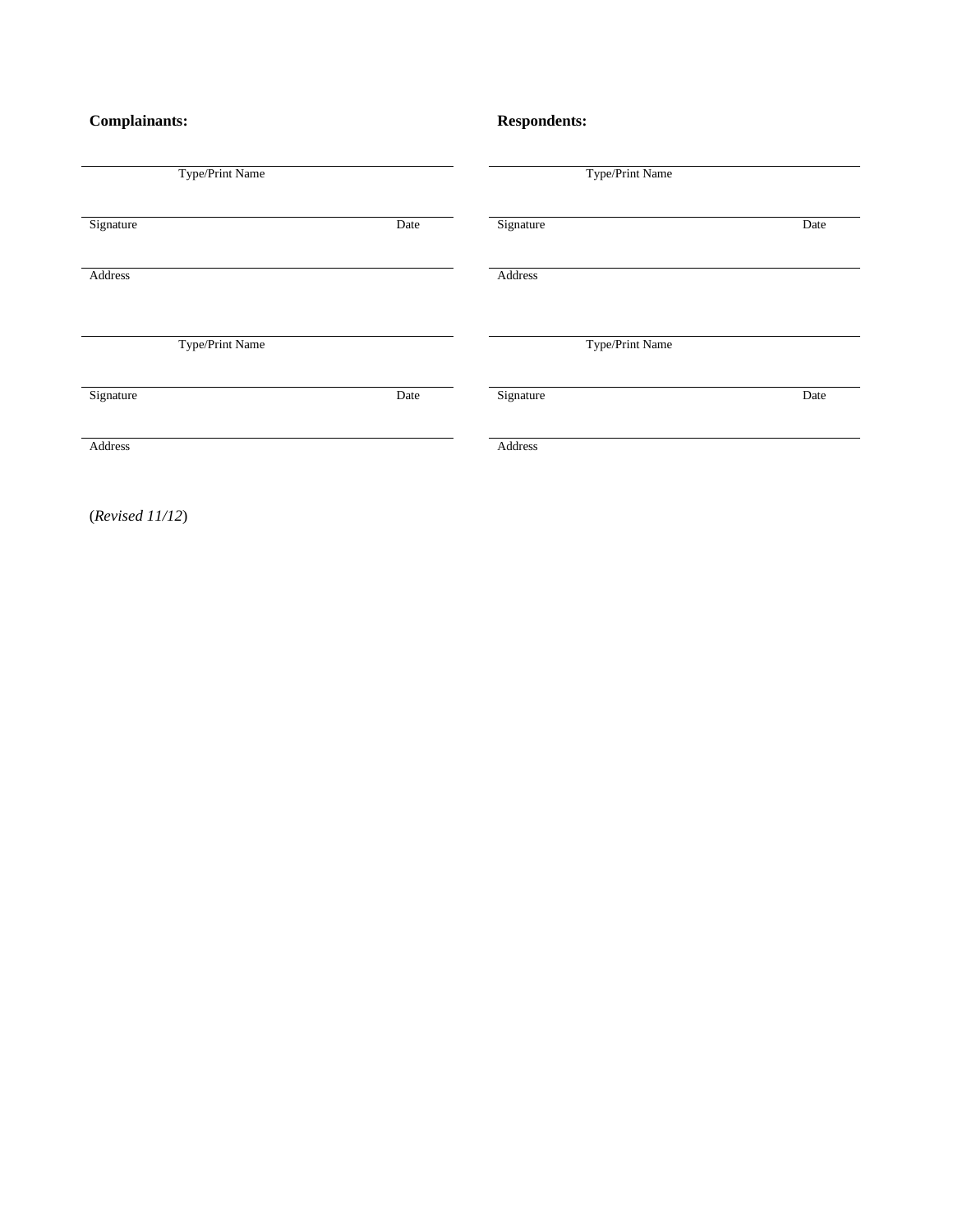| **Complainants:** | | **Respondents:** | |
| --- | --- | --- | --- |
| Type/Print Name | | Type/Print Name | |
| Signature | Date | Signature | Date |
| Address | | Address | |
| Type/Print Name | | Type/Print Name | |
| Signature | Date | Signature | Date |
| Address | | Address | |

(*Revised 11/12*)